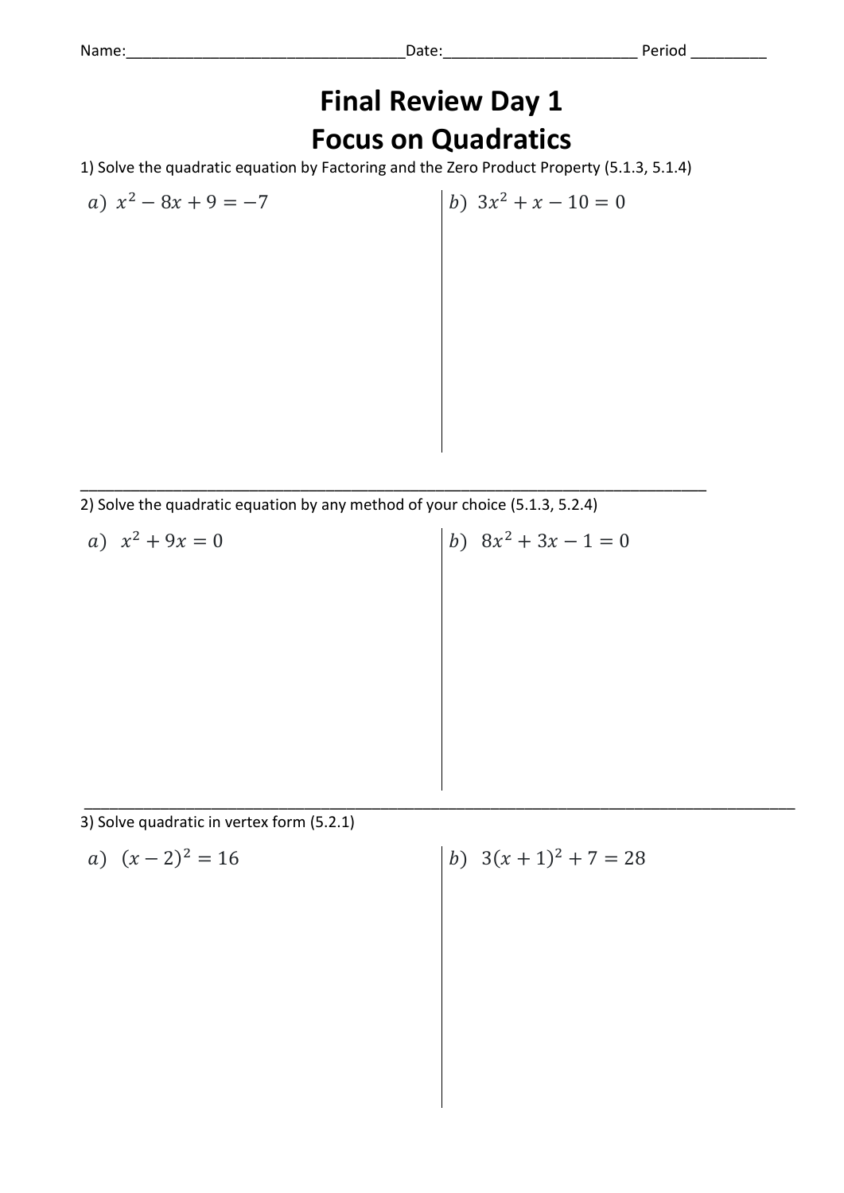Name:________________________________Date:______________________ Period _________

# Final Review Day 1
# Focus on Quadratics

1) Solve the quadratic equation by Factoring and the Zero Product Property (5.1.3, 5.1.4)

$a)\ x^2 - 8x + 9 = -7$

$b)\ 3x^2 + x - 10 = 0$

2) Solve the quadratic equation by any method of your choice (5.1.3, 5.2.4)

$a)\ x^2 + 9x = 0$

$b)\ 8x^2 + 3x - 1 = 0$

3) Solve quadratic in vertex form (5.2.1)

$a)\ (x-2)^2 = 16$

$b)\ 3(x+1)^2 + 7 = 28$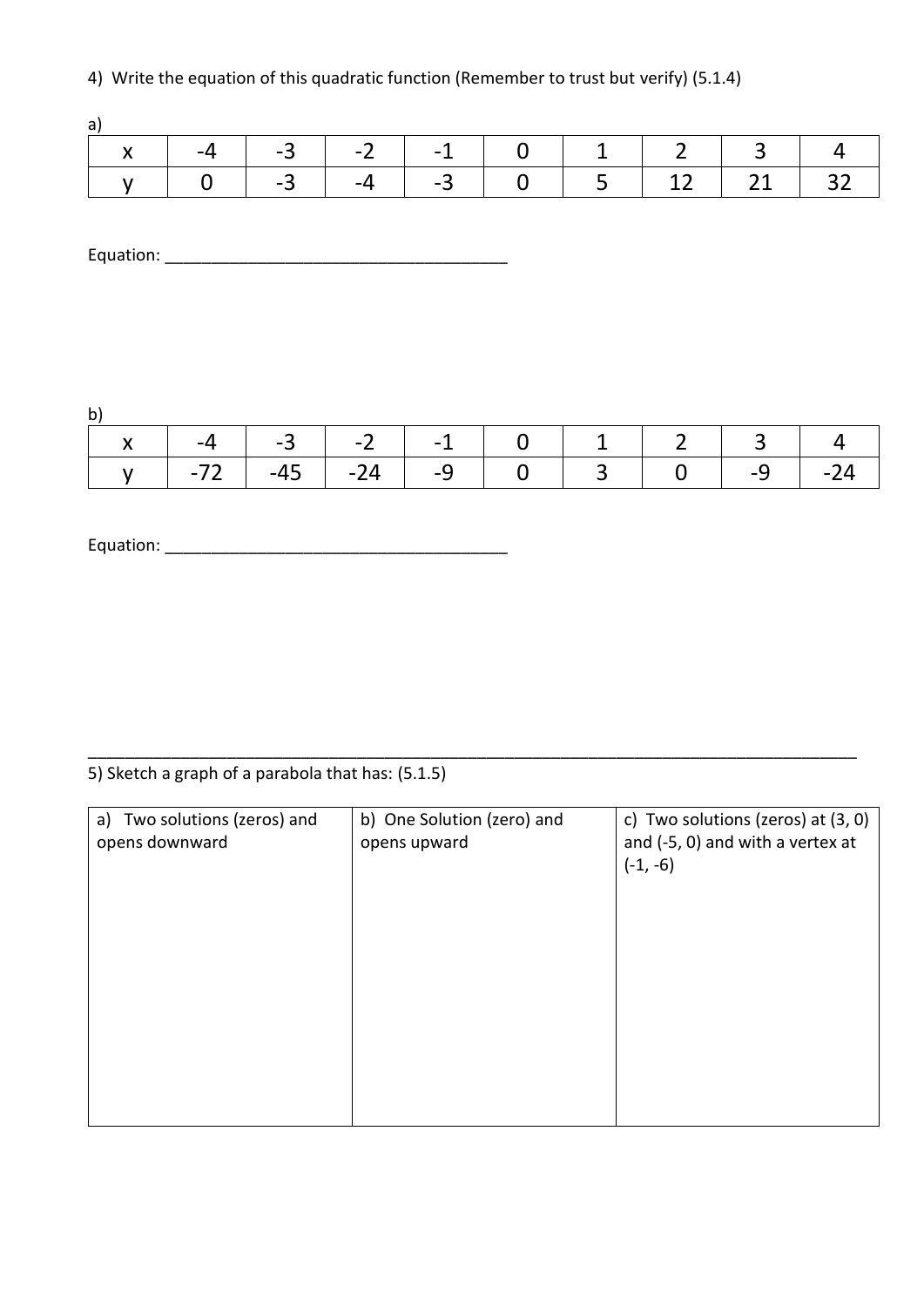4) Write the equation of this quadratic function (Remember to trust but verify) (5.1.4)

a)

| x | -4 | -3 | -2 | -1 | 0 | 1 | 2 | 3 | 4 |
|---|---|---|---|---|---|---|---|---|---|
| y | 0 | -3 | -4 | -3 | 0 | 5 | 12 | 21 | 32 |

Equation: ______________________________________

b)

| x | -4 | -3 | -2 | -1 | 0 | 1 | 2 | 3 | 4 |
|---|---|---|---|---|---|---|---|---|---|
| y | -72 | -45 | -24 | -9 | 0 | 3 | 0 | -9 | -24 |

Equation: ______________________________________

---

5) Sketch a graph of a parabola that has: (5.1.5)

| a) Two solutions (zeros) and opens downward | b) One Solution (zero) and opens upward | c) Two solutions (zeros) at (3, 0) and (-5, 0) and with a vertex at (-1, -6) |
|---|---|---|
| | | |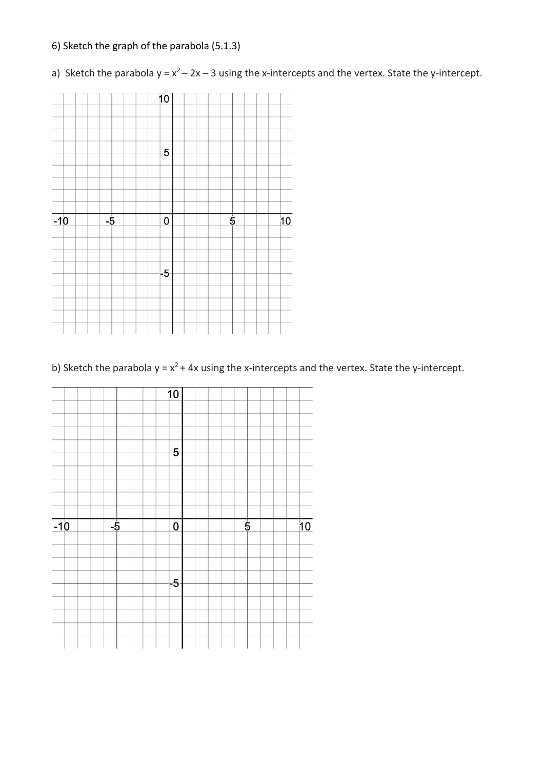6) Sketch the graph of the parabola (5.1.3)

a) Sketch the parabola $y = x^2 - 2x - 3$ using the x-intercepts and the vertex. State the y-intercept.

b) Sketch the parabola $y = x^2 + 4x$ using the x-intercepts and the vertex. State the y-intercept.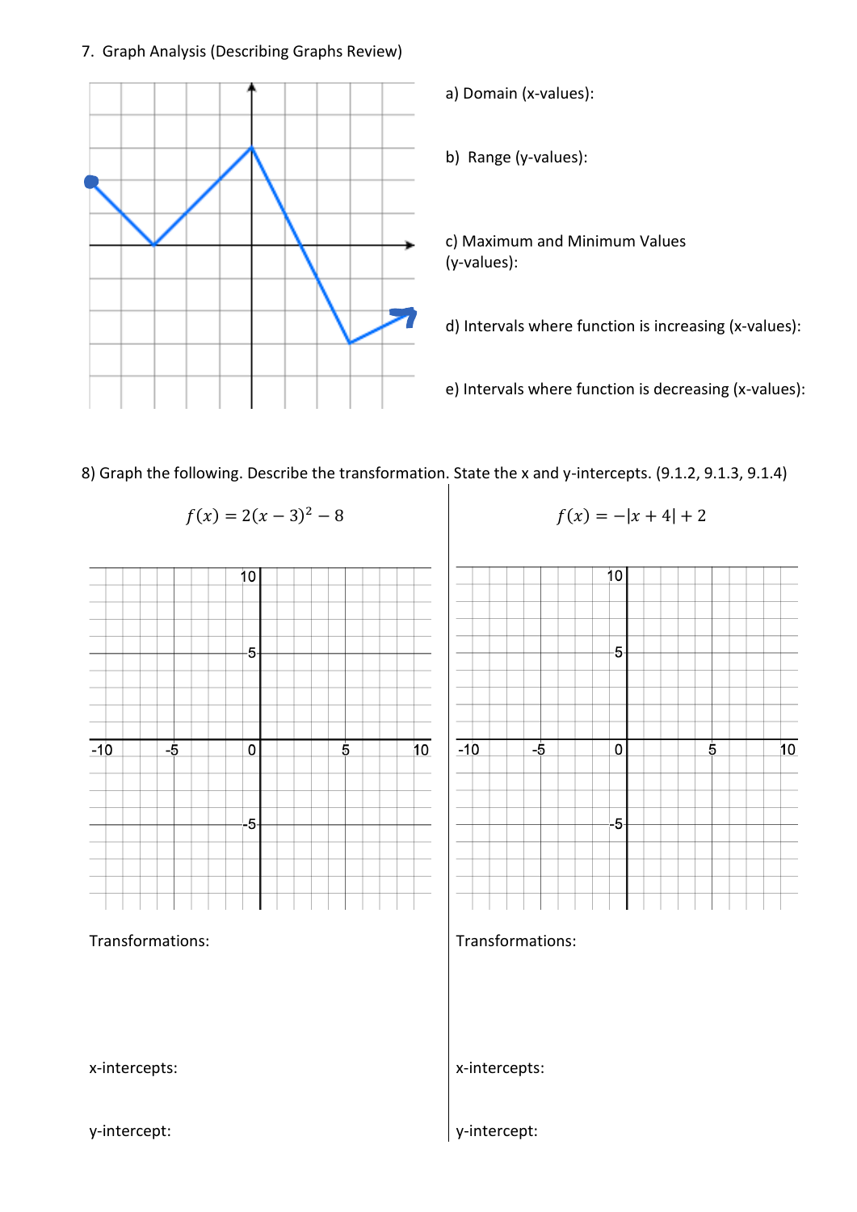7. Graph Analysis (Describing Graphs Review)

a) Domain (x-values):

b) Range (y-values):

c) Maximum and Minimum Values (y-values):

d) Intervals where function is increasing (x-values):

e) Intervals where function is decreasing (x-values):

8) Graph the following. Describe the transformation. State the x and y-intercepts. (9.1.2, 9.1.3, 9.1.4)

$$f(x) = 2(x-3)^2 - 8$$

10
5
-10
-5
0
5
10
-5

Transformations:

x-intercepts:

y-intercept:

$$f(x) = -|x+4| + 2$$

10
5
-10
-5
0
5
10
-5

Transformations:

x-intercepts:

y-intercept: